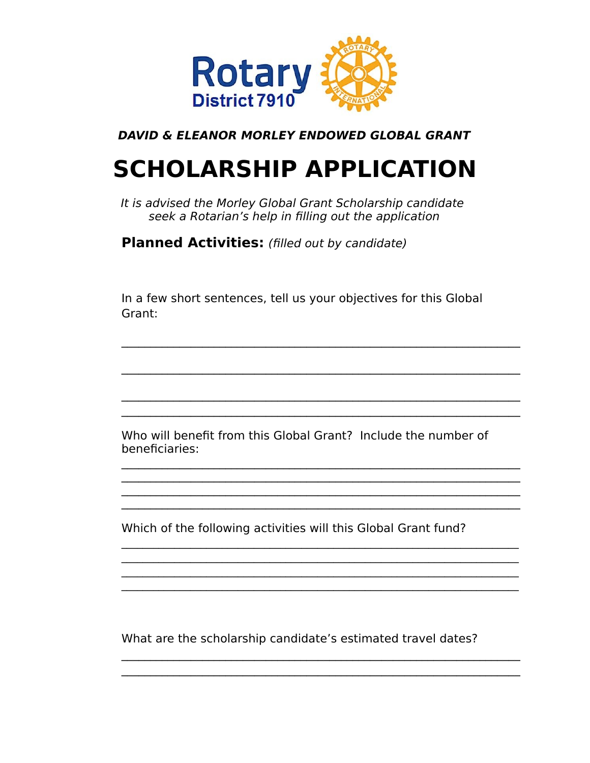Rotary District 7910

***DAVID & ELEANOR MORLEY ENDOWED GLOBAL GRANT***

# SCHOLARSHIP APPLICATION

*It is advised the Morley Global Grant Scholarship candidate seek a Rotarian's help in filling out the application*

**Planned Activities:** *(filled out by candidate)*

In a few short sentences, tell us your objectives for this Global Grant:

______________________________________________________________

______________________________________________________________

______________________________________________________________

______________________________________________________________

Who will benefit from this Global Grant? Include the number of beneficiaries:

______________________________________________________________

______________________________________________________________

______________________________________________________________

______________________________________________________________

Which of the following activities will this Global Grant fund?

______________________________________________________________

______________________________________________________________

______________________________________________________________

______________________________________________________________

What are the scholarship candidate's estimated travel dates?

______________________________________________________________

______________________________________________________________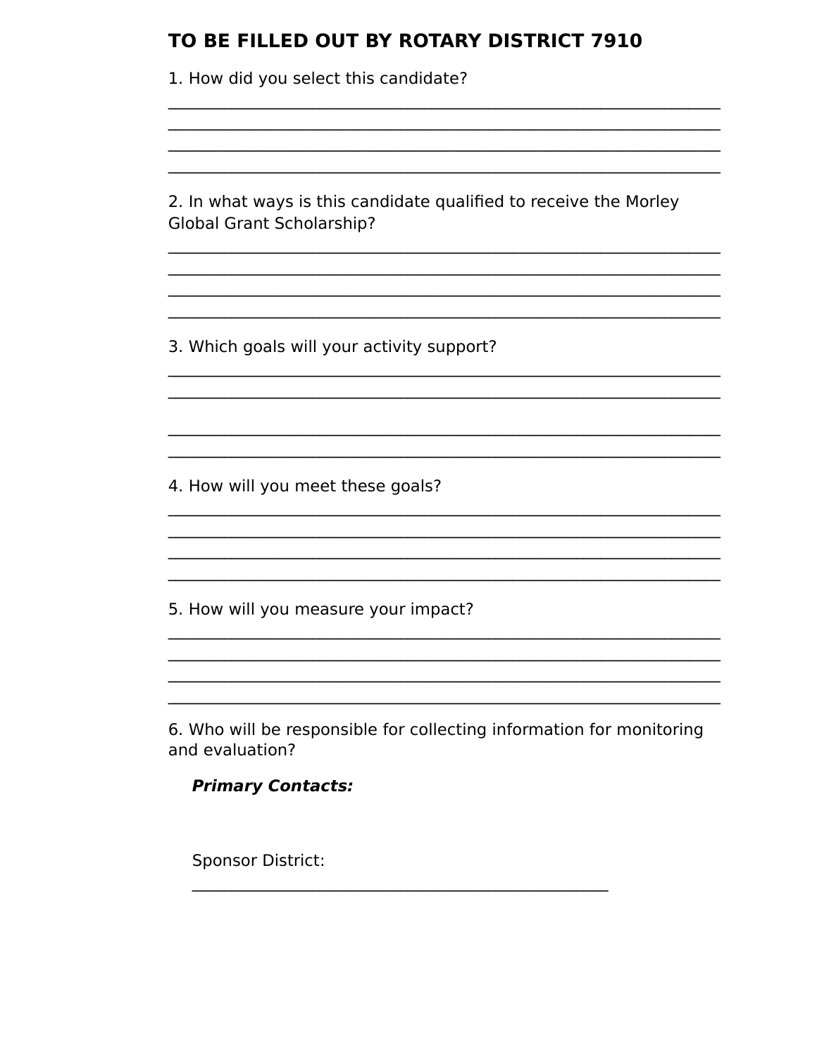## TO BE FILLED OUT BY ROTARY DISTRICT 7910

1. How did you select this candidate?

_______________________________________________________________
_______________________________________________________________
_______________________________________________________________
_______________________________________________________________

2. In what ways is this candidate qualified to receive the Morley Global Grant Scholarship?

_______________________________________________________________
_______________________________________________________________
_______________________________________________________________
_______________________________________________________________

3. Which goals will your activity support?

_______________________________________________________________
_______________________________________________________________

_______________________________________________________________
_______________________________________________________________

4. How will you meet these goals?

_______________________________________________________________
_______________________________________________________________
_______________________________________________________________
_______________________________________________________________

5. How will you measure your impact?

_______________________________________________________________
_______________________________________________________________
_______________________________________________________________
_______________________________________________________________

6. Who will be responsible for collecting information for monitoring and evaluation?

***Primary Contacts:***

Sponsor District:
_______________________________________________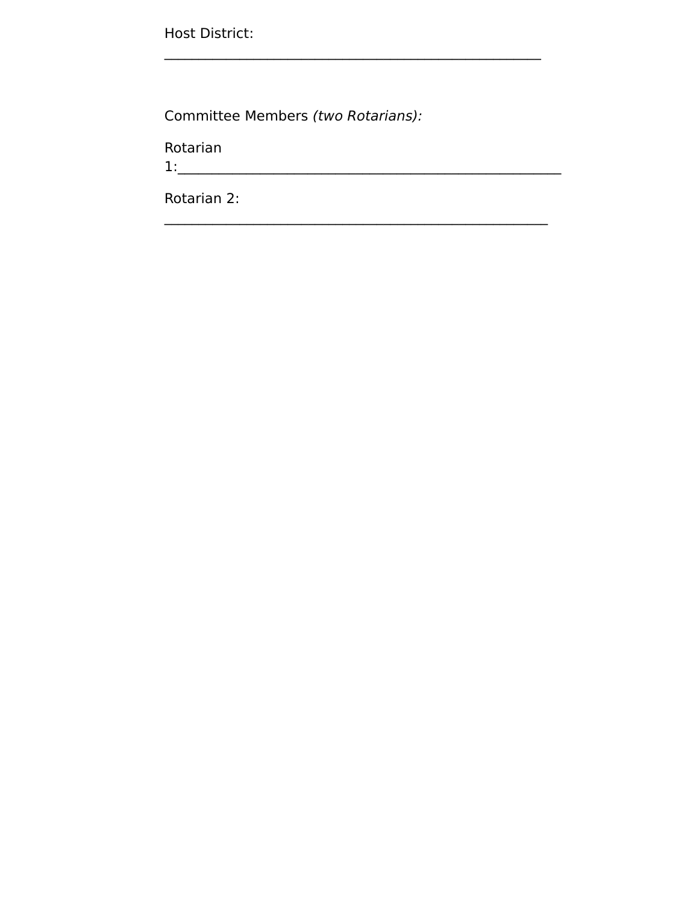Host District: _______________________________________________________

Committee Members *(two Rotarians):*

Rotarian 1:_______________________________________________________

Rotarian 2: _______________________________________________________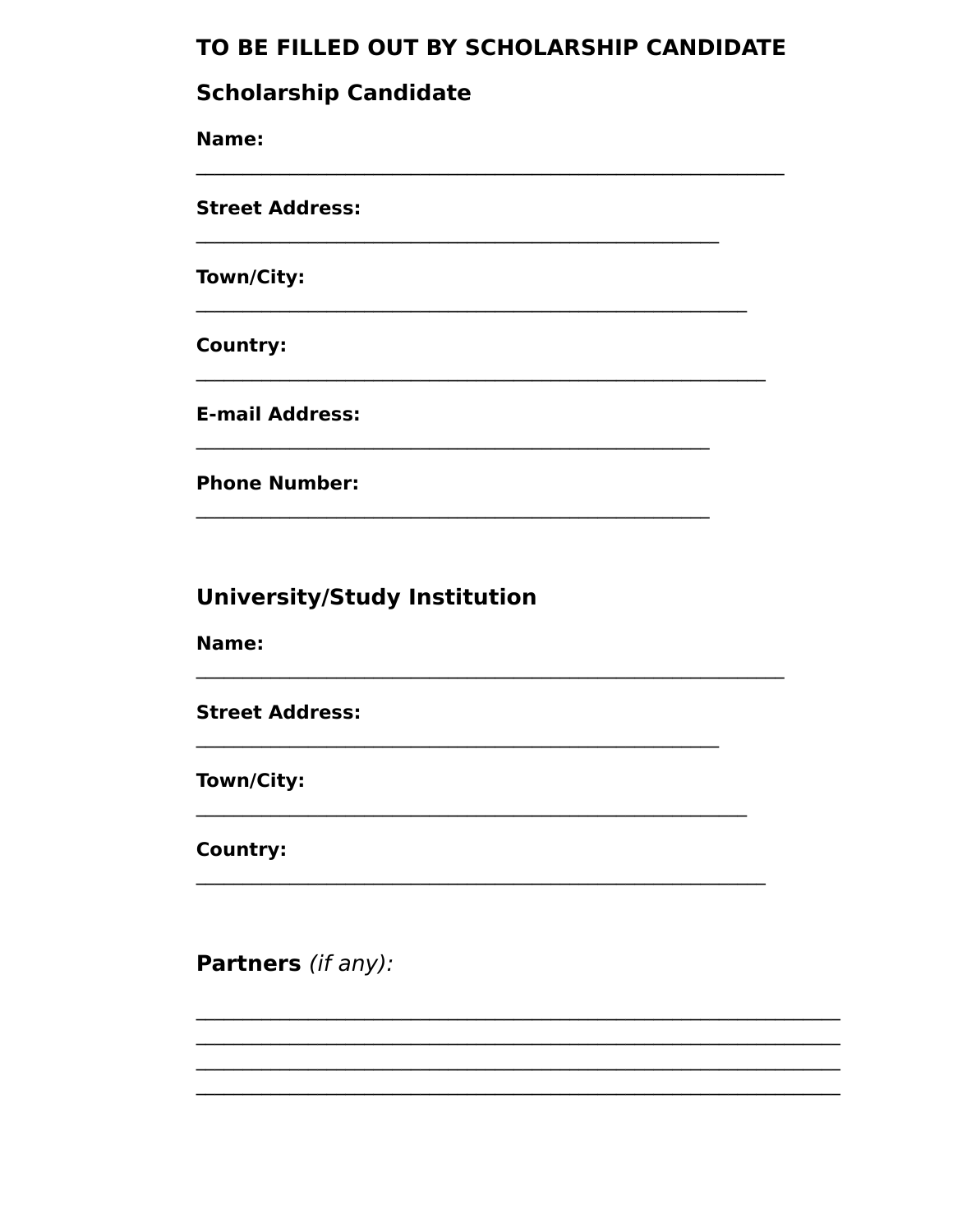## TO BE FILLED OUT BY SCHOLARSHIP CANDIDATE

### Scholarship Candidate

**Name:**

_______________________________________________________________

**Street Address:**

________________________________________________________

**Town/City:**

___________________________________________________________

**Country:**

_____________________________________________________________

**E-mail Address:**

_______________________________________________________

**Phone Number:**

_______________________________________________________

### University/Study Institution

**Name:**

_______________________________________________________________

**Street Address:**

________________________________________________________

**Town/City:**

___________________________________________________________

**Country:**

_____________________________________________________________

### Partners *(if any):*

_____________________________________________________________________

_____________________________________________________________________

_____________________________________________________________________

_____________________________________________________________________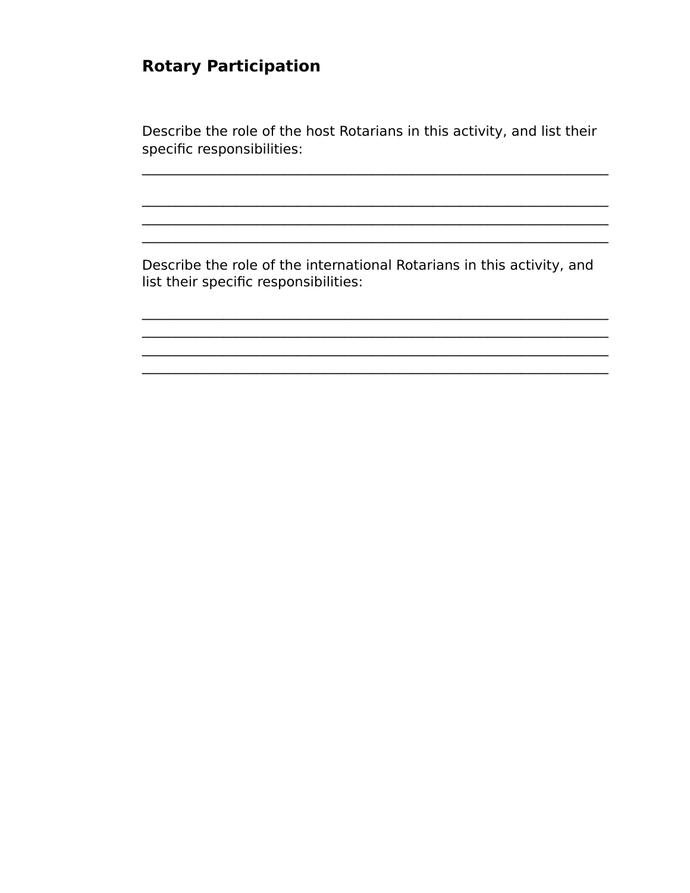## Rotary Participation

Describe the role of the host Rotarians in this activity, and list their specific responsibilities:

_______________________________________________________________

_______________________________________________________________

_______________________________________________________________

_______________________________________________________________

Describe the role of the international Rotarians in this activity, and list their specific responsibilities:

_______________________________________________________________

_______________________________________________________________

_______________________________________________________________

_______________________________________________________________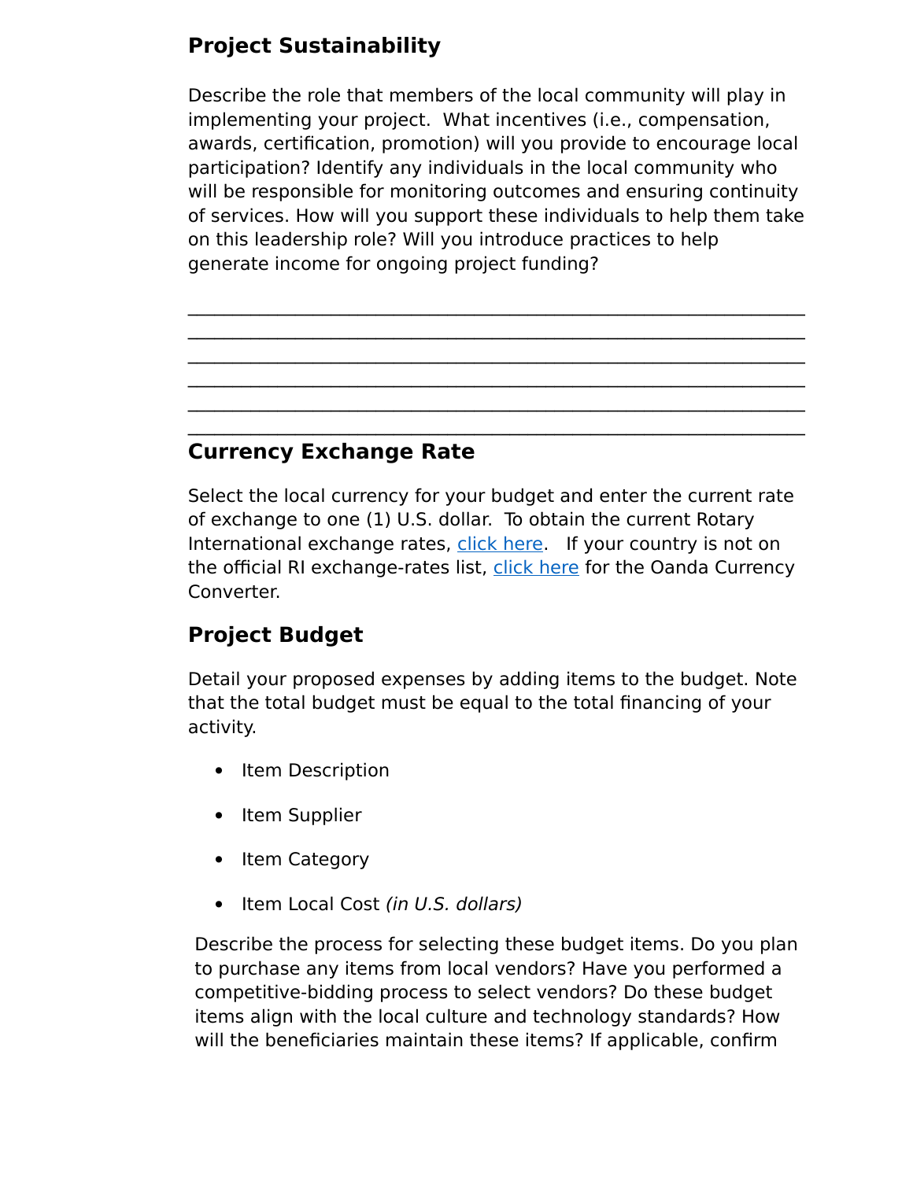## Project Sustainability

Describe the role that members of the local community will play in implementing your project. What incentives (i.e., compensation, awards, certification, promotion) will you provide to encourage local participation? Identify any individuals in the local community who will be responsible for monitoring outcomes and ensuring continuity of services. How will you support these individuals to help them take on this leadership role? Will you introduce practices to help generate income for ongoing project funding?

\_\_\_\_\_\_\_\_\_\_\_\_\_\_\_\_\_\_\_\_\_\_\_\_\_\_\_\_\_\_\_\_\_\_\_\_\_\_\_\_\_\_\_\_\_\_\_\_\_\_\_\_\_\_\_\_\_\_
\_\_\_\_\_\_\_\_\_\_\_\_\_\_\_\_\_\_\_\_\_\_\_\_\_\_\_\_\_\_\_\_\_\_\_\_\_\_\_\_\_\_\_\_\_\_\_\_\_\_\_\_\_\_\_\_\_\_
\_\_\_\_\_\_\_\_\_\_\_\_\_\_\_\_\_\_\_\_\_\_\_\_\_\_\_\_\_\_\_\_\_\_\_\_\_\_\_\_\_\_\_\_\_\_\_\_\_\_\_\_\_\_\_\_\_\_
\_\_\_\_\_\_\_\_\_\_\_\_\_\_\_\_\_\_\_\_\_\_\_\_\_\_\_\_\_\_\_\_\_\_\_\_\_\_\_\_\_\_\_\_\_\_\_\_\_\_\_\_\_\_\_\_\_\_
\_\_\_\_\_\_\_\_\_\_\_\_\_\_\_\_\_\_\_\_\_\_\_\_\_\_\_\_\_\_\_\_\_\_\_\_\_\_\_\_\_\_\_\_\_\_\_\_\_\_\_\_\_\_\_\_\_\_
\_\_\_\_\_\_\_\_\_\_\_\_\_\_\_\_\_\_\_\_\_\_\_\_\_\_\_\_\_\_\_\_\_\_\_\_\_\_\_\_\_\_\_\_\_\_\_\_\_\_\_\_\_\_\_\_\_\_

## Currency Exchange Rate

Select the local currency for your budget and enter the current rate of exchange to one (1) U.S. dollar. To obtain the current Rotary International exchange rates, click here. If your country is not on the official RI exchange-rates list, click here for the Oanda Currency Converter.

## Project Budget

Detail your proposed expenses by adding items to the budget. Note that the total budget must be equal to the total financing of your activity.

- Item Description
- Item Supplier
- Item Category
- Item Local Cost *(in U.S. dollars)*

Describe the process for selecting these budget items. Do you plan to purchase any items from local vendors? Have you performed a competitive-bidding process to select vendors? Do these budget items align with the local culture and technology standards? How will the beneficiaries maintain these items? If applicable, confirm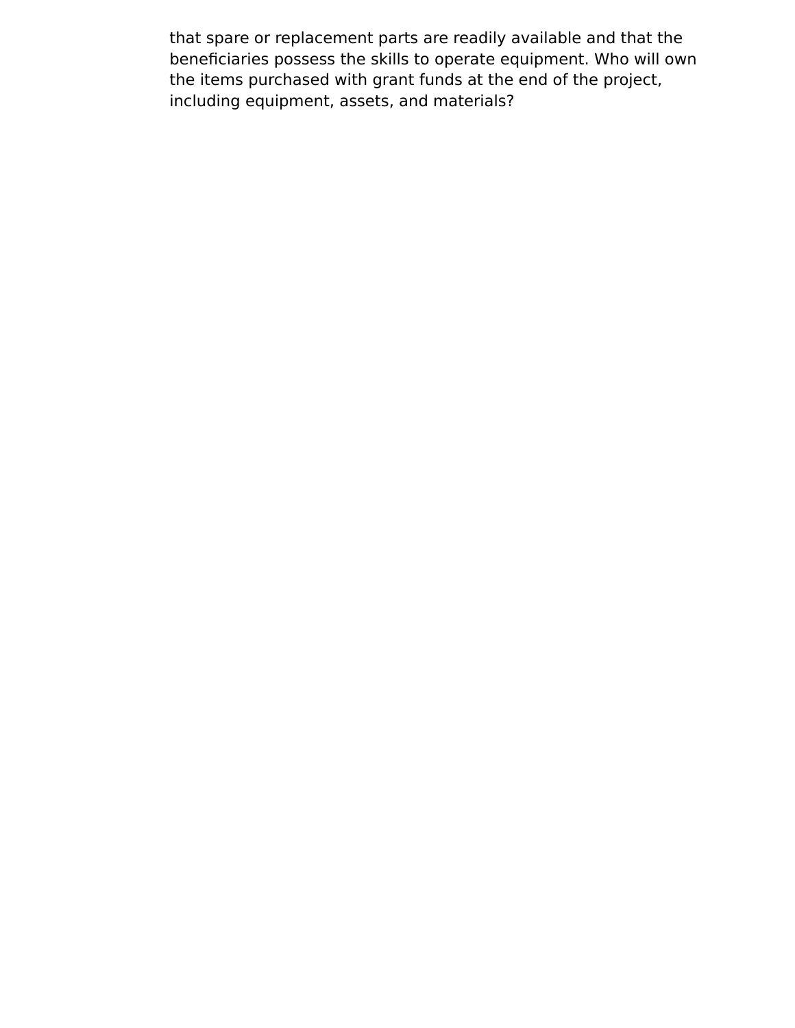that spare or replacement parts are readily available and that the beneficiaries possess the skills to operate equipment. Who will own the items purchased with grant funds at the end of the project, including equipment, assets, and materials?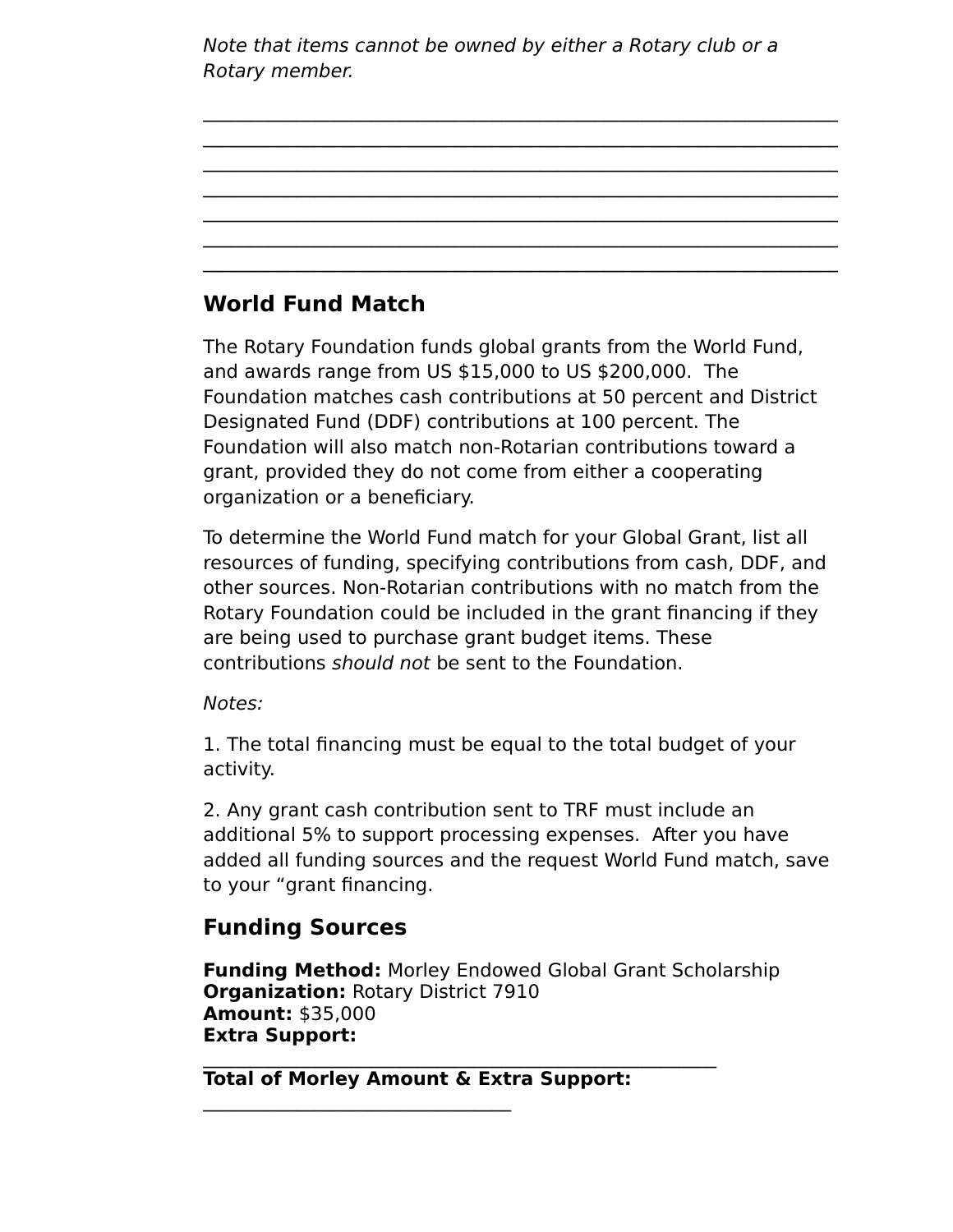*Note that items cannot be owned by either a Rotary club or a Rotary member.*

________________________________________________________________
________________________________________________________________
________________________________________________________________
________________________________________________________________
________________________________________________________________
________________________________________________________________
________________________________________________________________

## World Fund Match

The Rotary Foundation funds global grants from the World Fund, and awards range from US $15,000 to US $200,000. The Foundation matches cash contributions at 50 percent and District Designated Fund (DDF) contributions at 100 percent. The Foundation will also match non-Rotarian contributions toward a grant, provided they do not come from either a cooperating organization or a beneficiary.

To determine the World Fund match for your Global Grant, list all resources of funding, specifying contributions from cash, DDF, and other sources. Non-Rotarian contributions with no match from the Rotary Foundation could be included in the grant financing if they are being used to purchase grant budget items. These contributions *should not* be sent to the Foundation.

*Notes:*

1. The total financing must be equal to the total budget of your activity.

2. Any grant cash contribution sent to TRF must include an additional 5% to support processing expenses. After you have added all funding sources and the request World Fund match, save to your “grant financing.

## Funding Sources

**Funding Method:** Morley Endowed Global Grant Scholarship
**Organization:** Rotary District 7910
**Amount:** $35,000
**Extra Support:** ____________________________________________________
**Total of Morley Amount & Extra Support:** _______________________________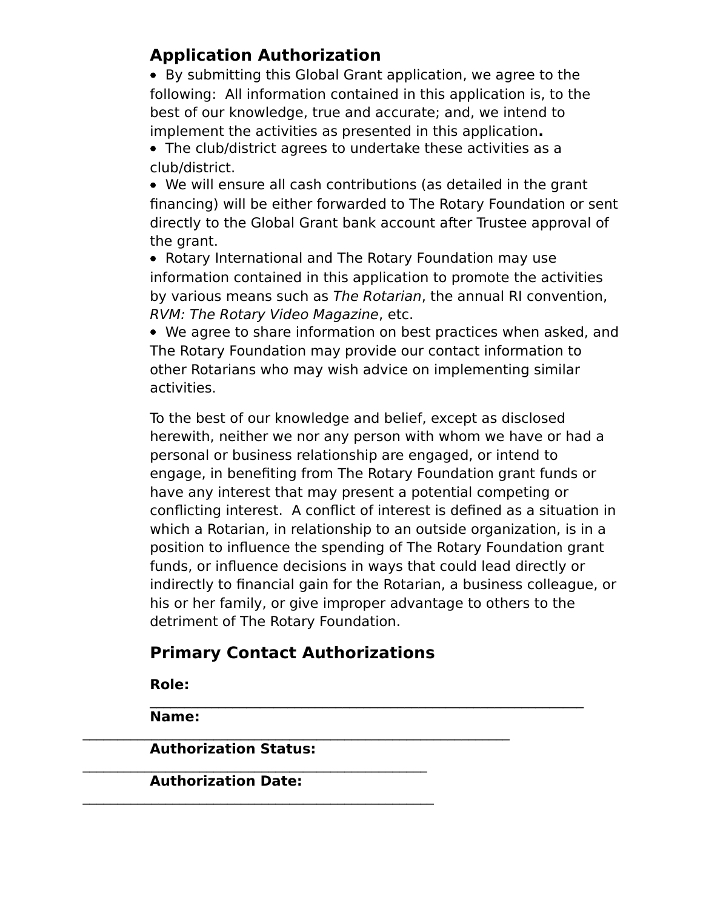## Application Authorization

- By submitting this Global Grant application, we agree to the following: All information contained in this application is, to the best of our knowledge, true and accurate; and, we intend to implement the activities as presented in this application**.**
- The club/district agrees to undertake these activities as a club/district.
- We will ensure all cash contributions (as detailed in the grant financing) will be either forwarded to The Rotary Foundation or sent directly to the Global Grant bank account after Trustee approval of the grant.
- Rotary International and The Rotary Foundation may use information contained in this application to promote the activities by various means such as *The Rotarian*, the annual RI convention, *RVM: The Rotary Video Magazine*, etc.
- We agree to share information on best practices when asked, and The Rotary Foundation may provide our contact information to other Rotarians who may wish advice on implementing similar activities.

To the best of our knowledge and belief, except as disclosed herewith, neither we nor any person with whom we have or had a personal or business relationship are engaged, or intend to engage, in benefiting from The Rotary Foundation grant funds or have any interest that may present a potential competing or conflicting interest. A conflict of interest is defined as a situation in which a Rotarian, in relationship to an outside organization, is in a position to influence the spending of The Rotary Foundation grant funds, or influence decisions in ways that could lead directly or indirectly to financial gain for the Rotarian, a business colleague, or his or her family, or give improper advantage to others to the detriment of The Rotary Foundation.

## Primary Contact Authorizations

**Role:** ______________________________________________

**Name:** ______________________________________________

**Authorization Status:** ______________________________________

**Authorization Date:** ______________________________________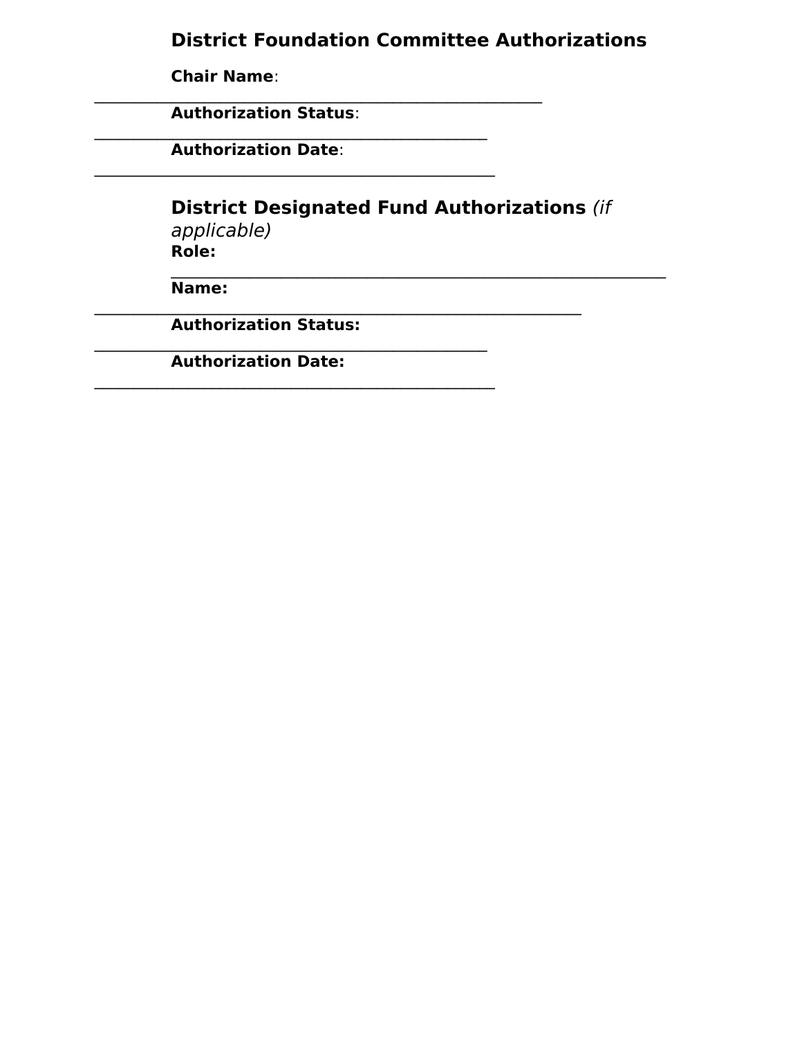## District Foundation Committee Authorizations

**Chair Name**: ______________________________________________________

**Authorization Status**: _______________________________________________

**Authorization Date**: ________________________________________________

## District Designated Fund Authorizations *(if applicable)*

**Role:** ____________________________________________________________

**Name:** ___________________________________________________________

**Authorization Status:** _______________________________________________

**Authorization Date:** ________________________________________________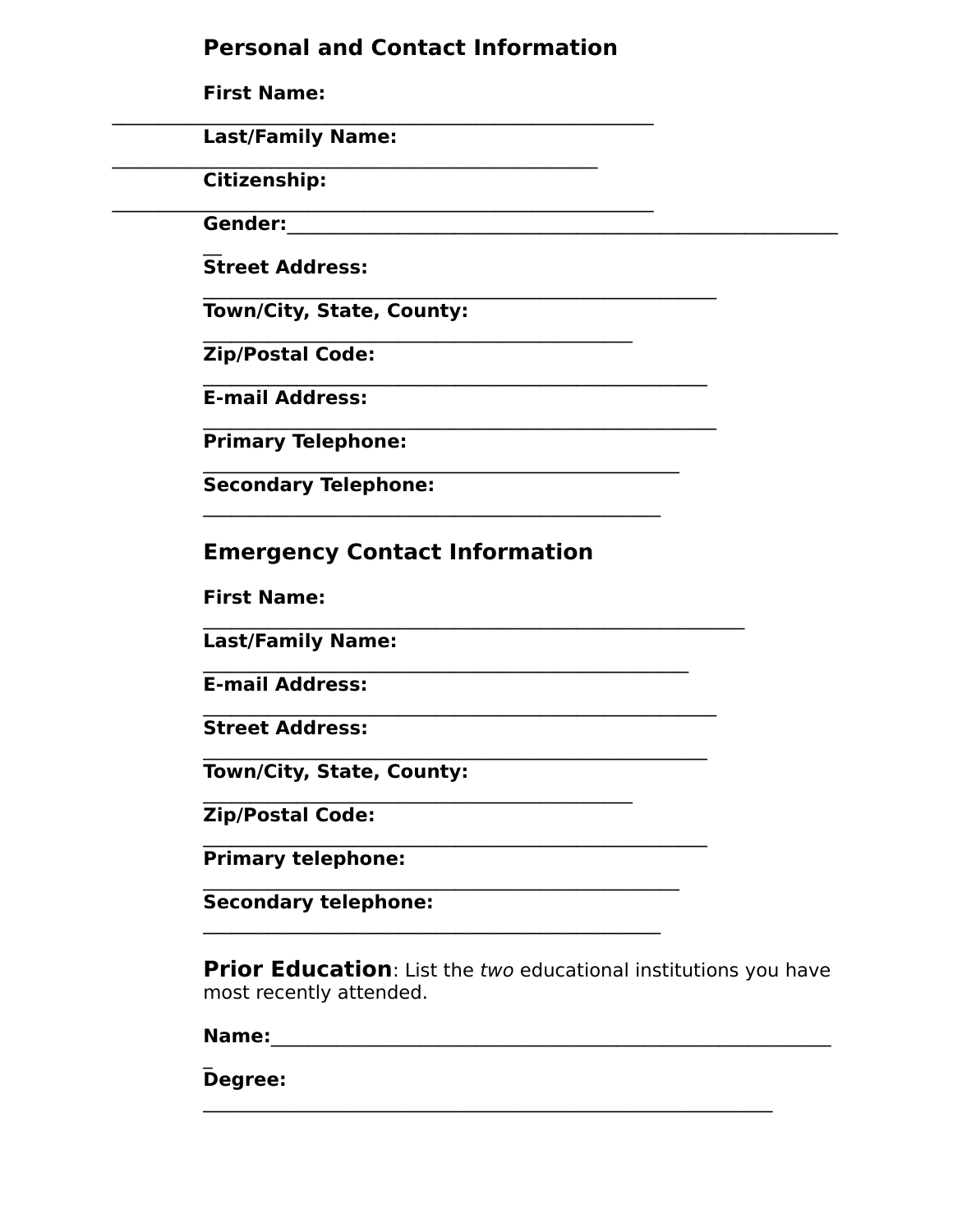## Personal and Contact Information

**First Name:** ____________________________________________

**Last/Family Name:** ________________________________________

**Citizenship:** ____________________________________________

**Gender:**______________________________________________

**Street Address:** __________________________________________

**Town/City, State, County:** __________________________________

**Zip/Postal Code:** _________________________________________

**E-mail Address:** _________________________________________

**Primary Telephone:** _______________________________________

**Secondary Telephone:** _____________________________________

## Emergency Contact Information

**First Name:** _____________________________________________

**Last/Family Name:** ________________________________________

**E-mail Address:** _________________________________________

**Street Address:** __________________________________________

**Town/City, State, County:** __________________________________

**Zip/Postal Code:** _________________________________________

**Primary telephone:** _______________________________________

**Secondary telephone:** _____________________________________

**Prior Education**: List the *two* educational institutions you have most recently attended.

**Name:**_______________________________________________

**Degree:** _____________________________________________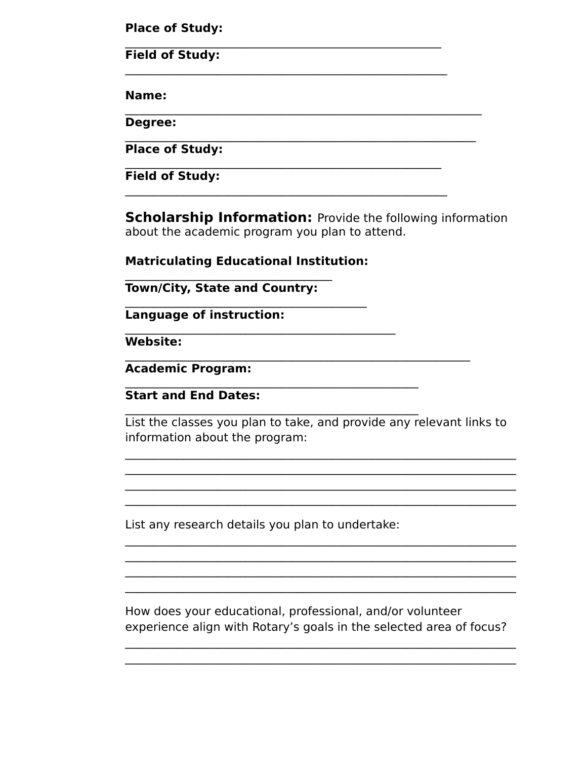**Place of Study:**
______________________________________________

**Field of Study:**
_______________________________________________

**Name:**
____________________________________________________

**Degree:**
___________________________________________________

**Place of Study:**
______________________________________________

**Field of Study:**
_______________________________________________

**Scholarship Information:** Provide the following information about the academic program you plan to attend.

**Matriculating Educational Institution:**
______________________________

**Town/City, State and Country:**
___________________________________

**Language of instruction:**
_______________________________________

**Website:**
__________________________________________________

**Academic Program:**
___________________________________________

**Start and End Dates:**
___________________________________________

List the classes you plan to take, and provide any relevant links to information about the program:

_________________________________________________________
_________________________________________________________
_________________________________________________________
_________________________________________________________

List any research details you plan to undertake:

_________________________________________________________
_________________________________________________________
_________________________________________________________
_________________________________________________________

How does your educational, professional, and/or volunteer experience align with Rotary's goals in the selected area of focus?

_________________________________________________________
_________________________________________________________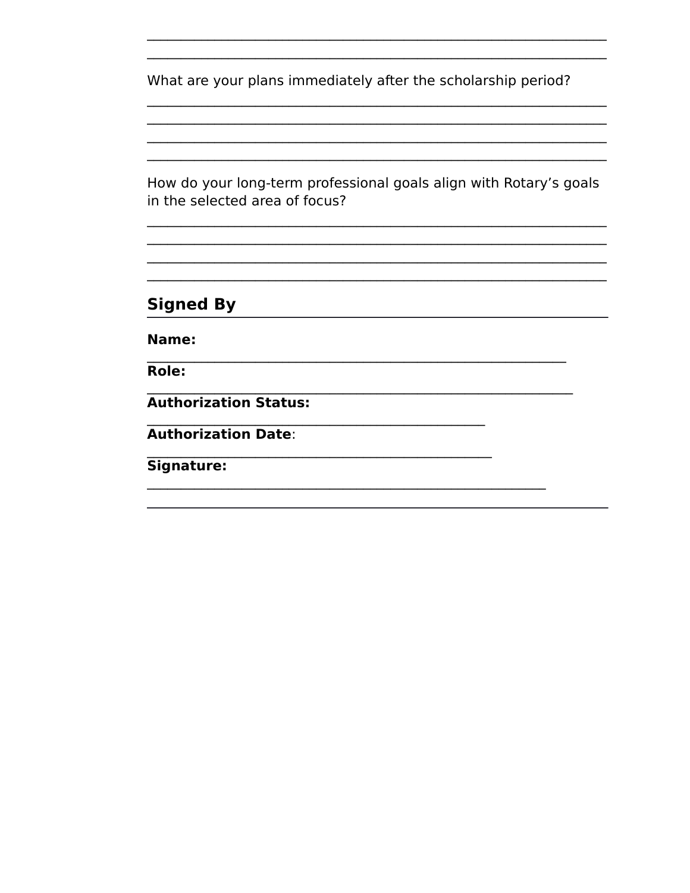_______________________________________________________________

_______________________________________________________________

What are your plans immediately after the scholarship period?

_______________________________________________________________

_______________________________________________________________

_______________________________________________________________

_______________________________________________________________

How do your long-term professional goals align with Rotary's goals in the selected area of focus?

_______________________________________________________________

_______________________________________________________________

_______________________________________________________________

_______________________________________________________________

## Signed By

**Name:**
__________________________________________________________

**Role:**
___________________________________________________________

**Authorization Status:**
_____________________________________________

**Authorization Date**:
______________________________________________

**Signature:**
______________________________________________________

_______________________________________________________________